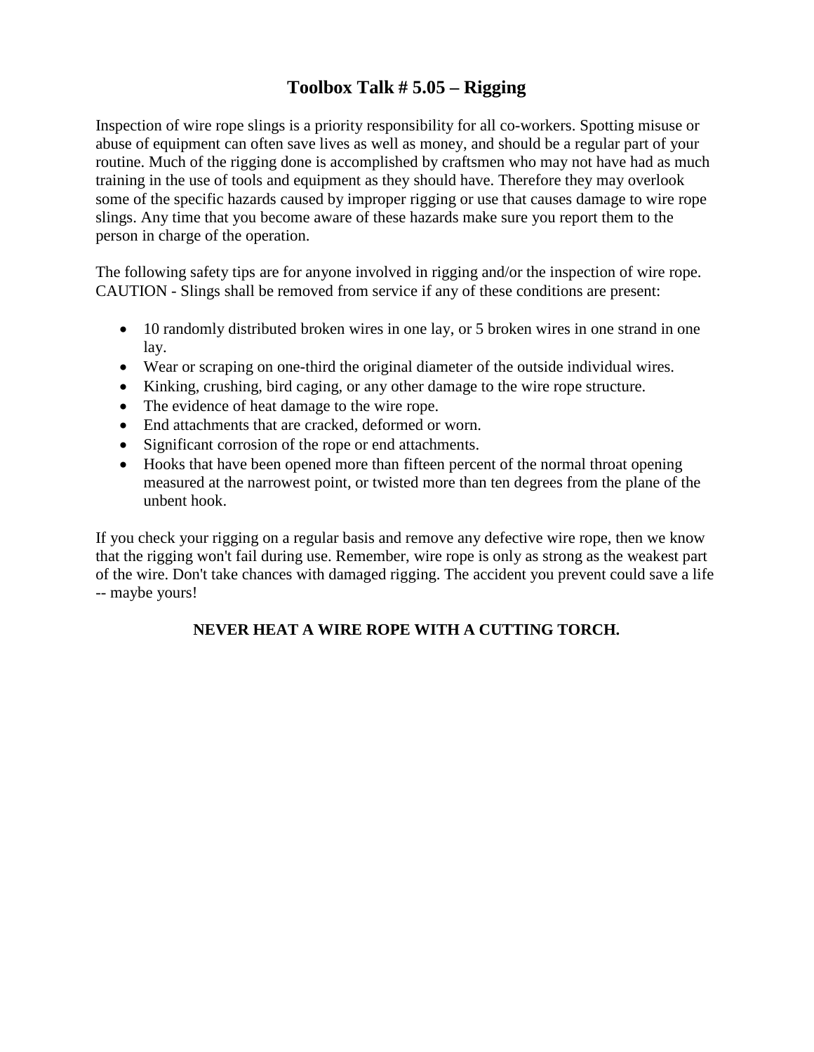# Toolbox Talk # 5.05 – Rigging

Inspection of wire rope slings is a priority responsibility for all co-workers. Spotting misuse or abuse of equipment can often save lives as well as money, and should be a regular part of your routine. Much of the rigging done is accomplished by craftsmen who may not have had as much training in the use of tools and equipment as they should have. Therefore they may overlook some of the specific hazards caused by improper rigging or use that causes damage to wire rope slings. Any time that you become aware of these hazards make sure you report them to the person in charge of the operation.

The following safety tips are for anyone involved in rigging and/or the inspection of wire rope. CAUTION - Slings shall be removed from service if any of these conditions are present:

- 10 randomly distributed broken wires in one lay, or 5 broken wires in one strand in one lay.
- Wear or scraping on one-third the original diameter of the outside individual wires.
- Kinking, crushing, bird caging, or any other damage to the wire rope structure.
- The evidence of heat damage to the wire rope.
- End attachments that are cracked, deformed or worn.
- Significant corrosion of the rope or end attachments.
- Hooks that have been opened more than fifteen percent of the normal throat opening measured at the narrowest point, or twisted more than ten degrees from the plane of the unbent hook.

If you check your rigging on a regular basis and remove any defective wire rope, then we know that the rigging won't fail during use. Remember, wire rope is only as strong as the weakest part of the wire. Don't take chances with damaged rigging. The accident you prevent could save a life -- maybe yours!

**NEVER HEAT A WIRE ROPE WITH A CUTTING TORCH.**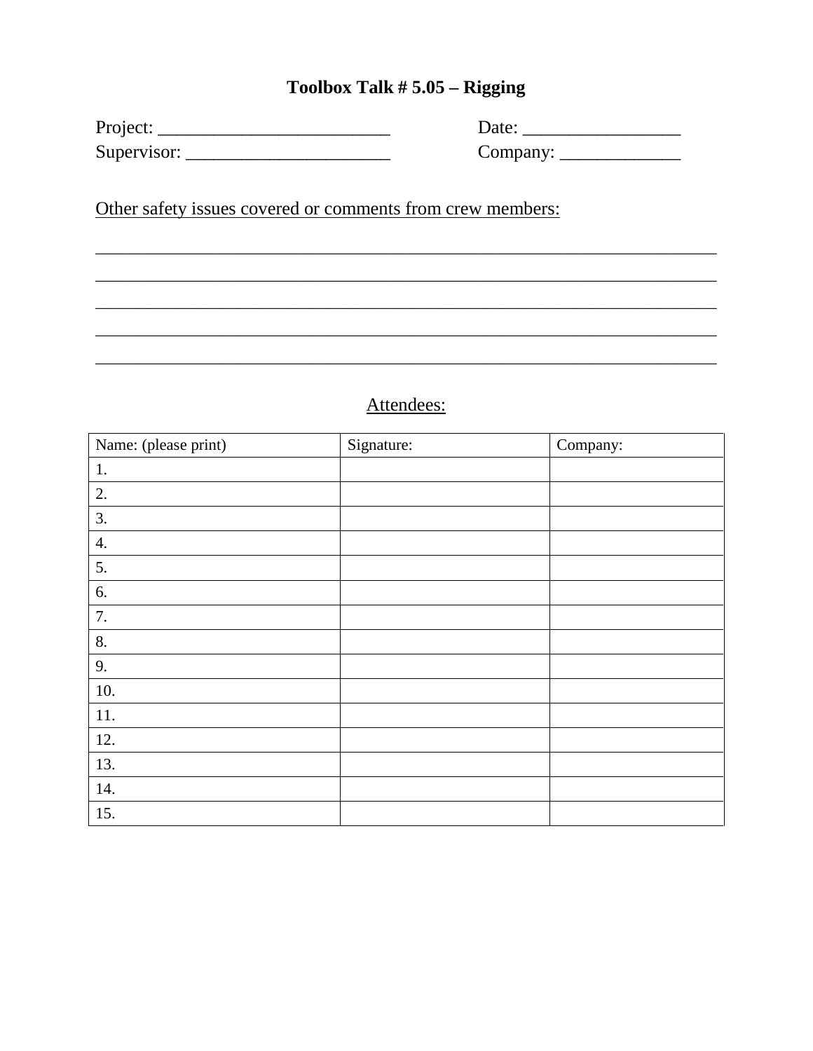# Toolbox Talk # 5.05 – Rigging

Project: _________________________ Date: _________________

Supervisor: ______________________ Company: _____________

Other safety issues covered or comments from crew members:

_______________________________________________________________________
_______________________________________________________________________
_______________________________________________________________________
_______________________________________________________________________
_______________________________________________________________________

Attendees:

| Name: (please print) | Signature: | Company: |
|---|---|---|
| 1. | | |
| 2. | | |
| 3. | | |
| 4. | | |
| 5. | | |
| 6. | | |
| 7. | | |
| 8. | | |
| 9. | | |
| 10. | | |
| 11. | | |
| 12. | | |
| 13. | | |
| 14. | | |
| 15. | | |